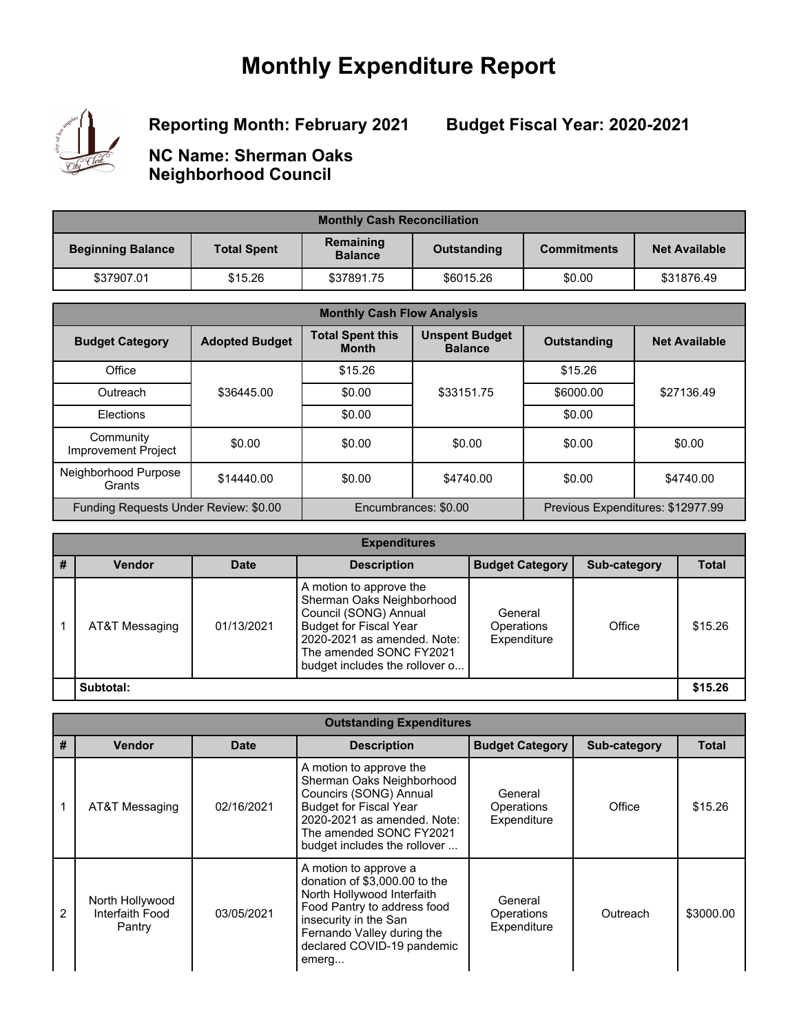# Monthly Expenditure Report

**Reporting Month: February 2021** **Budget Fiscal Year: 2020-2021**

**NC Name: Sherman Oaks Neighborhood Council**

| Monthly Cash Reconciliation | | | | | |
|---|---|---|---|---|---|
| **Beginning Balance** | **Total Spent** | **Remaining Balance** | **Outstanding** | **Commitments** | **Net Available** |
| $37907.01 | $15.26 | $37891.75 | $6015.26 | $0.00 | $31876.49 |

| Monthly Cash Flow Analysis | | | | | |
|---|---|---|---|---|---|
| **Budget Category** | **Adopted Budget** | **Total Spent this Month** | **Unspent Budget Balance** | **Outstanding** | **Net Available** |
| Office | $36445.00 | $15.26 | $33151.75 | $15.26 | $27136.49 |
| Outreach | | $0.00 | | $6000.00 | |
| Elections | | $0.00 | | $0.00 | |
| Community Improvement Project | $0.00 | $0.00 | $0.00 | $0.00 | $0.00 |
| Neighborhood Purpose Grants | $14440.00 | $0.00 | $4740.00 | $0.00 | $4740.00 |
| Funding Requests Under Review: $0.00 | | Encumbrances: $0.00 | | Previous Expenditures: $12977.99 | |

| Expenditures | | | | | | |
|---|---|---|---|---|---|---|
| **#** | **Vendor** | **Date** | **Description** | **Budget Category** | **Sub-category** | **Total** |
| 1 | AT&T Messaging | 01/13/2021 | A motion to approve the Sherman Oaks Neighborhood Council (SONG) Annual Budget for Fiscal Year 2020-2021 as amended. Note: The amended SONC FY2021 budget includes the rollover o... | General Operations Expenditure | Office | $15.26 |
| | **Subtotal:** | | | | | **$15.26** |

| Outstanding Expenditures | | | | | | |
|---|---|---|---|---|---|---|
| **#** | **Vendor** | **Date** | **Description** | **Budget Category** | **Sub-category** | **Total** |
| 1 | AT&T Messaging | 02/16/2021 | A motion to approve the Sherman Oaks Neighborhood Councirs (SONG) Annual Budget for Fiscal Year 2020-2021 as amended. Note: The amended SONC FY2021 budget includes the rollover ... | General Operations Expenditure | Office | $15.26 |
| 2 | North Hollywood Interfaith Food Pantry | 03/05/2021 | A motion to approve a donation of $3,000.00 to the North Hollywood Interfaith Food Pantry to address food insecurity in the San Fernando Valley during the declared COVID-19 pandemic emerg... | General Operations Expenditure | Outreach | $3000.00 |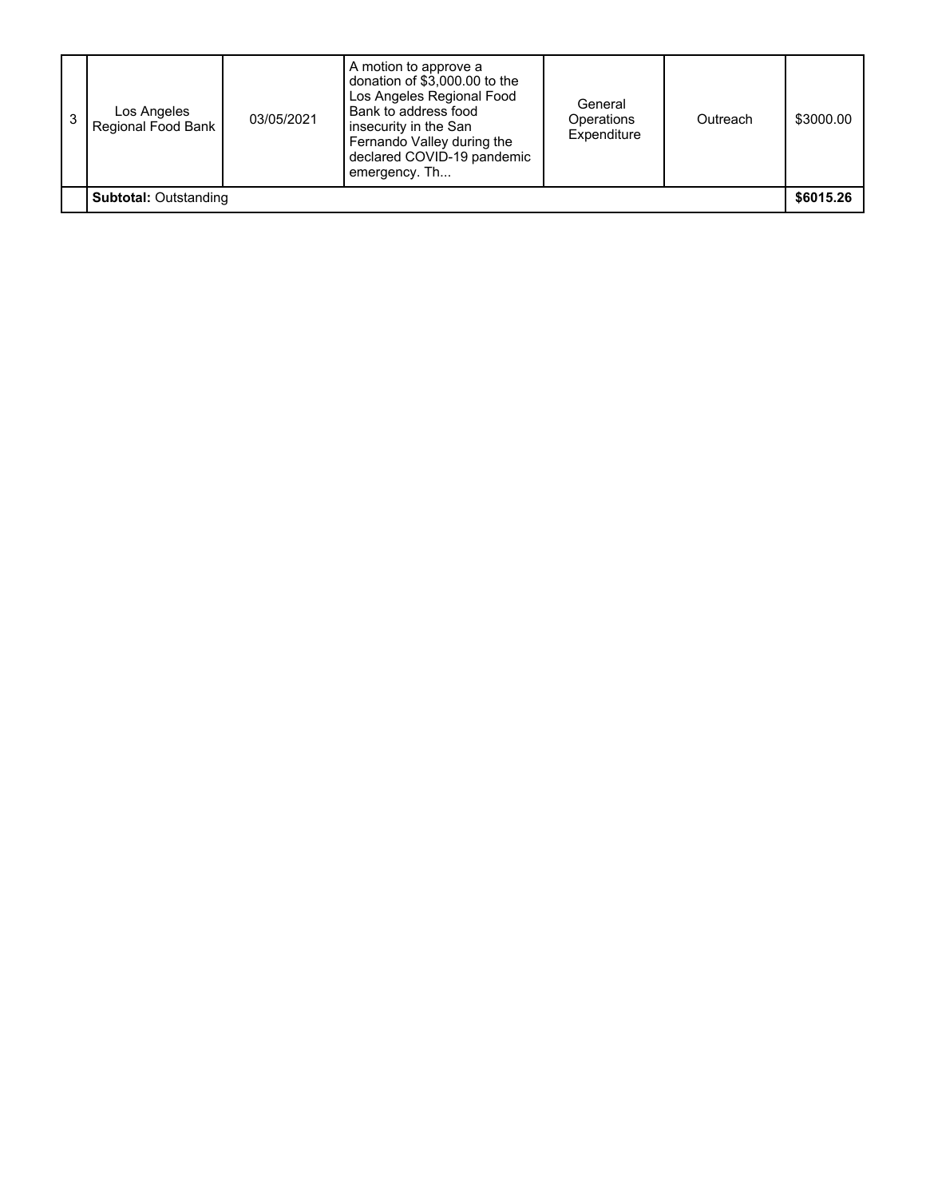| | | | | | | |
|---|---|---|---|---|---|---|
| 3 | Los Angeles Regional Food Bank | 03/05/2021 | A motion to approve a donation of $3,000.00 to the Los Angeles Regional Food Bank to address food insecurity in the San Fernando Valley during the declared COVID-19 pandemic emergency. Th... | General Operations Expenditure | Outreach | $3000.00 |
| | **Subtotal:** Outstanding | | | | | **$6015.26** |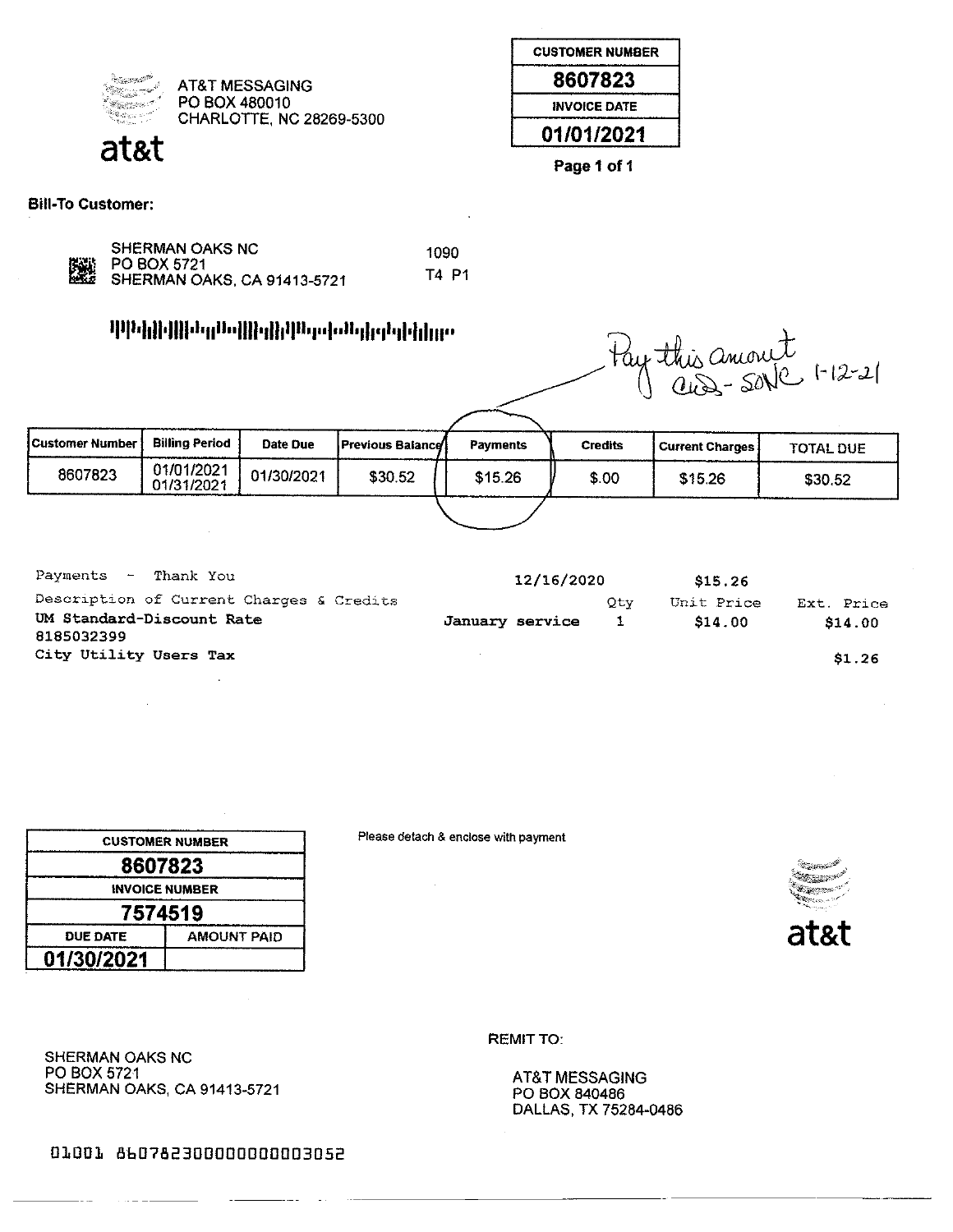AT&T MESSAGING
PO BOX 480010
CHARLOTTE, NC 28269-5300

at&t

| CUSTOMER NUMBER |
| --- |
| 8607823 |
| INVOICE DATE |
| 01/01/2021 |

**Bill-To Customer:**

SHERMAN OAKS NC
PO BOX 5721
SHERMAN OAKS, CA 91413-5721

1090
T4 P1

*Pay this amount ACS - SONC 1-12-21*

| Customer Number | Billing Period | Date Due | Previous Balance | Payments | Credits | Current Charges | TOTAL DUE |
| --- | --- | --- | --- | --- | --- | --- | --- |
| 8607823 | 01/01/2021 01/31/2021 | 01/30/2021 | $30.52 | $15.26 | $.00 | $15.26 | $30.52 |

Payments - Thank You 12/16/2020 $15.26

| Description of Current Charges & Credits | | Qty | Unit Price | Ext. Price |
| --- | --- | --- | --- | --- |
| UM Standard-Discount Rate 8185032399 | January service | 1 | $14.00 | $14.00 |
| City Utility Users Tax | | | | $1.26 |

| CUSTOMER NUMBER | |
| --- | --- |
| 8607823 | |
| INVOICE NUMBER | |
| 7574519 | |
| DUE DATE | AMOUNT PAID |
| 01/30/2021 | |

Please detach & enclose with payment

at&t

SHERMAN OAKS NC
PO BOX 5721
SHERMAN OAKS, CA 91413-5721

REMIT TO:

AT&T MESSAGING
PO BOX 840486
DALLAS, TX 75284-0486

01001 860782300000000003052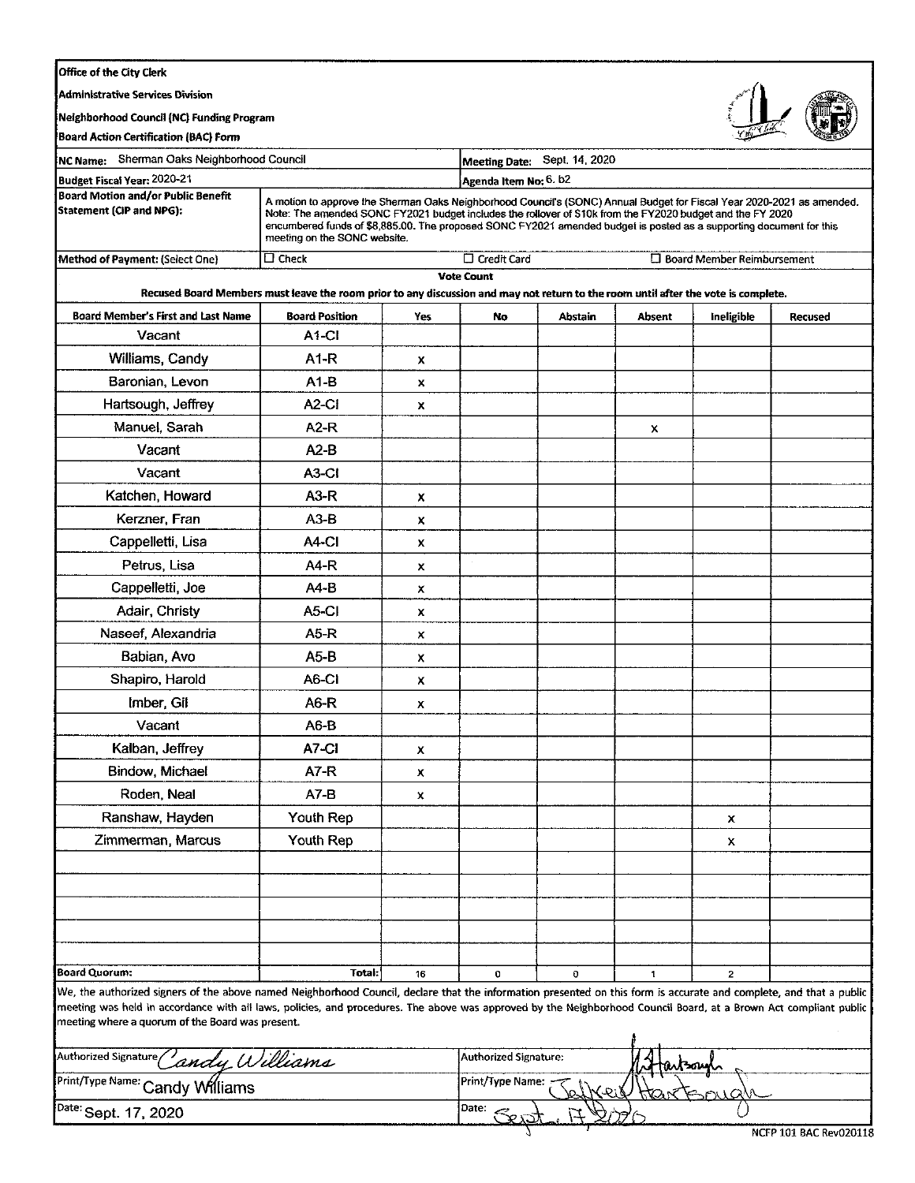Office of the City Clerk

Administrative Services Division

Neighborhood Council (NC) Funding Program

Board Action Certification (BAC) Form

| | | | |
|---|---|---|---|
| NC Name: Sherman Oaks Neighborhood Council | | Meeting Date: Sept. 14, 2020 | |
| Budget Fiscal Year: 2020-21 | | Agenda Item No: 6. b2 | |
| Board Motion and/or Public Benefit Statement (CIP and NPG): | A motion to approve the Sherman Oaks Neighborhood Council's (SONC) Annual Budget for Fiscal Year 2020-2021 as amended. Note: The amended SONC FY2021 budget includes the rollover of $10k from the FY2020 budget and the FY 2020 encumbered funds of $8,885.00. The proposed SONC FY2021 amended budget is posted as a supporting document for this meeting on the SONC website. | | |
| Method of Payment: (Select One) | ☐ Check | ☐ Credit Card | ☐ Board Member Reimbursement |

**Vote Count**

**Recused Board Members must leave the room prior to any discussion and may not return to the room until after the vote is complete.**

| Board Member's First and Last Name | Board Position | Yes | No | Abstain | Absent | Ineligible | Recused |
|---|---|---|---|---|---|---|---|
| Vacant | A1-CI | | | | | | |
| Williams, Candy | A1-R | x | | | | | |
| Baronian, Levon | A1-B | x | | | | | |
| Hartsough, Jeffrey | A2-CI | x | | | | | |
| Manuel, Sarah | A2-R | | | | x | | |
| Vacant | A2-B | | | | | | |
| Vacant | A3-CI | | | | | | |
| Katchen, Howard | A3-R | x | | | | | |
| Kerzner, Fran | A3-B | x | | | | | |
| Cappelletti, Lisa | A4-CI | x | | | | | |
| Petrus, Lisa | A4-R | x | | | | | |
| Cappelletti, Joe | A4-B | x | | | | | |
| Adair, Christy | A5-CI | x | | | | | |
| Naseef, Alexandria | A5-R | x | | | | | |
| Babian, Avo | A5-B | x | | | | | |
| Shapiro, Harold | A6-CI | x | | | | | |
| Imber, Gil | A6-R | x | | | | | |
| Vacant | A6-B | | | | | | |
| Kalban, Jeffrey | A7-CI | x | | | | | |
| Bindow, Michael | A7-R | x | | | | | |
| Roden, Neal | A7-B | x | | | | | |
| Ranshaw, Hayden | Youth Rep | | | | | x | |
| Zimmerman, Marcus | Youth Rep | | | | | x | |
| | | | | | | | |
| | | | | | | | |
| | | | | | | | |
| | | | | | | | |
| | | | | | | | |
| Board Quorum: | Total: | 16 | 0 | 0 | 1 | 2 | |

We, the authorized signers of the above named Neighborhood Council, declare that the information presented on this form is accurate and complete, and that a public meeting was held in accordance with all laws, policies, and procedures. The above was approved by the Neighborhood Council Board, at a Brown Act compliant public meeting where a quorum of the Board was present.

| | |
|---|---|
| Authorized Signature: *Candy Williams* | Authorized Signature: *J. Hartsough* |
| Print/Type Name: Candy Williams | Print/Type Name: Jeffrey Hartsough |
| Date: Sept. 17, 2020 | Date: Sept. 17 2020 |

NCFP 101 BAC Rev020118